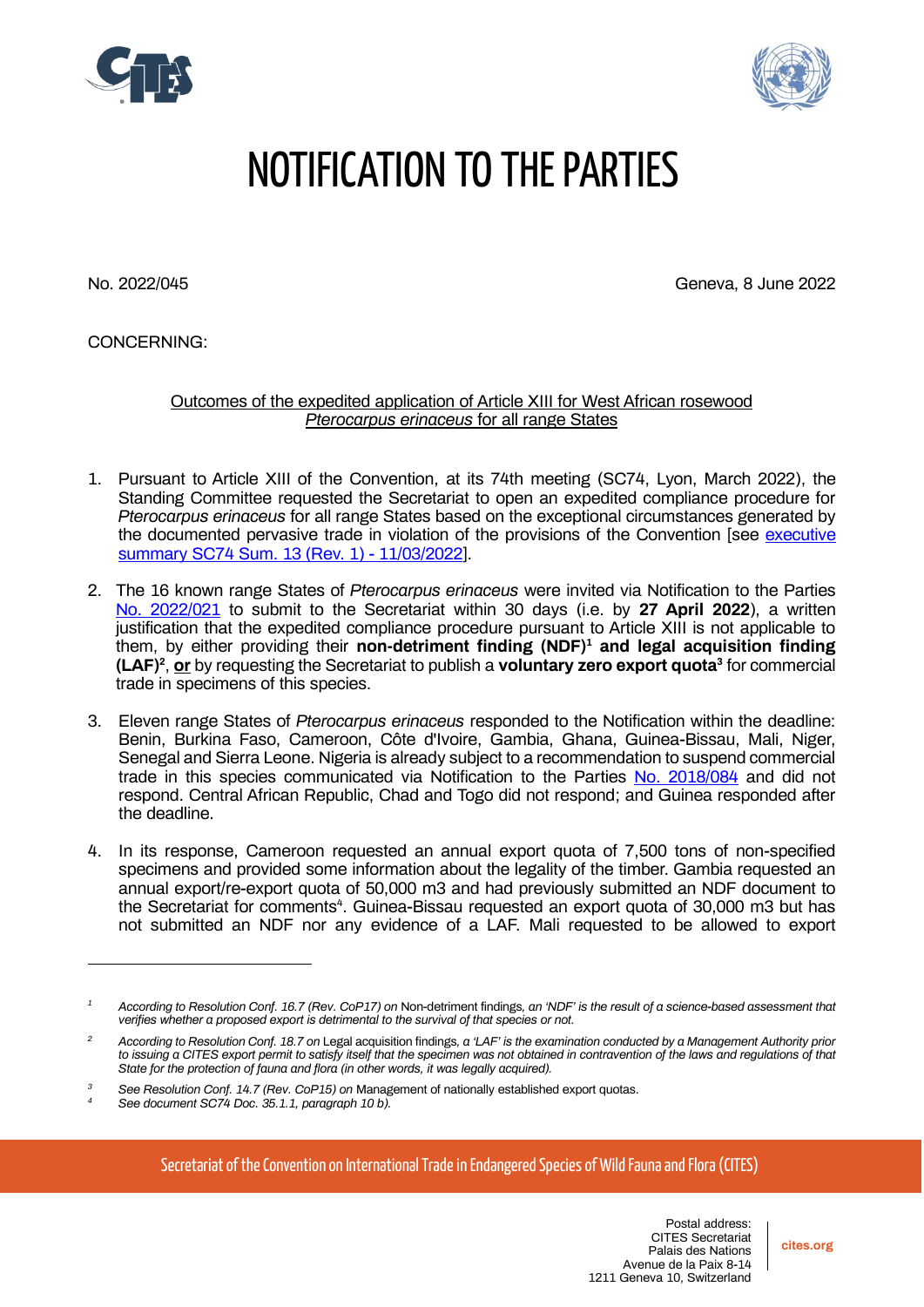# NOTIFICATION TO THE PARTIES

No. 2022/045

Geneva, 8 June 2022

CONCERNING:

Outcomes of the expedited application of Article XIII for West African rosewood *Pterocarpus erinaceus* for all range States

1. Pursuant to Article XIII of the Convention, at its 74th meeting (SC74, Lyon, March 2022), the Standing Committee requested the Secretariat to open an expedited compliance procedure for *Pterocarpus erinaceus* for all range States based on the exceptional circumstances generated by the documented pervasive trade in violation of the provisions of the Convention [see executive summary SC74 Sum. 13 (Rev. 1) - 11/03/2022].

2. The 16 known range States of *Pterocarpus erinaceus* were invited via Notification to the Parties No. 2022/021 to submit to the Secretariat within 30 days (i.e. by **27 April 2022**), a written justification that the expedited compliance procedure pursuant to Article XIII is not applicable to them, by either providing their **non-detriment finding (NDF)**[1] **and legal acquisition finding (LAF)**[2], **or** by requesting the Secretariat to publish a **voluntary zero export quota**[3] for commercial trade in specimens of this species.

3. Eleven range States of *Pterocarpus erinaceus* responded to the Notification within the deadline: Benin, Burkina Faso, Cameroon, Côte d'Ivoire, Gambia, Ghana, Guinea-Bissau, Mali, Niger, Senegal and Sierra Leone. Nigeria is already subject to a recommendation to suspend commercial trade in this species communicated via Notification to the Parties No. 2018/084 and did not respond. Central African Republic, Chad and Togo did not respond; and Guinea responded after the deadline.

4. In its response, Cameroon requested an annual export quota of 7,500 tons of non-specified specimens and provided some information about the legality of the timber. Gambia requested an annual export/re-export quota of 50,000 m3 and had previously submitted an NDF document to the Secretariat for comments[4]. Guinea-Bissau requested an export quota of 30,000 m3 but has not submitted an NDF nor any evidence of a LAF. Mali requested to be allowed to export

---

[1] *According to Resolution Conf. 16.7 (Rev. CoP17) on* Non-detriment findings*, an 'NDF' is the result of a science-based assessment that verifies whether a proposed export is detrimental to the survival of that species or not.*

[2] *According to Resolution Conf. 18.7 on* Legal acquisition findings*, a 'LAF' is the examination conducted by a Management Authority prior to issuing a CITES export permit to satisfy itself that the specimen was not obtained in contravention of the laws and regulations of that State for the protection of fauna and flora (in other words, it was legally acquired).*

[3] *See Resolution Conf. 14.7 (Rev. CoP15) on* Management of nationally established export quotas*.*

[4] *See document SC74 Doc. 35.1.1, paragraph 10 b).*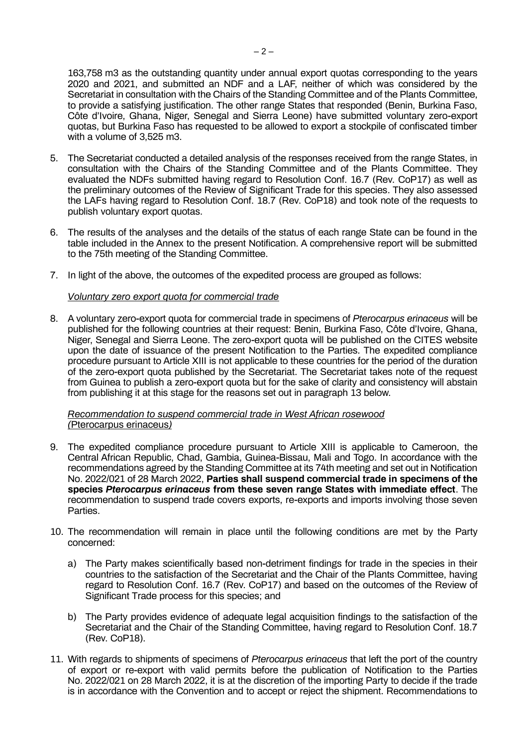163,758 m3 as the outstanding quantity under annual export quotas corresponding to the years 2020 and 2021, and submitted an NDF and a LAF, neither of which was considered by the Secretariat in consultation with the Chairs of the Standing Committee and of the Plants Committee, to provide a satisfying justification. The other range States that responded (Benin, Burkina Faso, Côte d'Ivoire, Ghana, Niger, Senegal and Sierra Leone) have submitted voluntary zero-export quotas, but Burkina Faso has requested to be allowed to export a stockpile of confiscated timber with a volume of 3,525 m3.

5. The Secretariat conducted a detailed analysis of the responses received from the range States, in consultation with the Chairs of the Standing Committee and of the Plants Committee. They evaluated the NDFs submitted having regard to Resolution Conf. 16.7 (Rev. CoP17) as well as the preliminary outcomes of the Review of Significant Trade for this species. They also assessed the LAFs having regard to Resolution Conf. 18.7 (Rev. CoP18) and took note of the requests to publish voluntary export quotas.

6. The results of the analyses and the details of the status of each range State can be found in the table included in the Annex to the present Notification. A comprehensive report will be submitted to the 75th meeting of the Standing Committee.

7. In light of the above, the outcomes of the expedited process are grouped as follows:

   *Voluntary zero export quota for commercial trade*

8. A voluntary zero-export quota for commercial trade in specimens of *Pterocarpus erinaceus* will be published for the following countries at their request: Benin, Burkina Faso, Côte d'Ivoire, Ghana, Niger, Senegal and Sierra Leone. The zero-export quota will be published on the CITES website upon the date of issuance of the present Notification to the Parties. The expedited compliance procedure pursuant to Article XIII is not applicable to these countries for the period of the duration of the zero-export quota published by the Secretariat. The Secretariat takes note of the request from Guinea to publish a zero-export quota but for the sake of clarity and consistency will abstain from publishing it at this stage for the reasons set out in paragraph 13 below.

   *Recommendation to suspend commercial trade in West African rosewood (Pterocarpus erinaceus)*

9. The expedited compliance procedure pursuant to Article XIII is applicable to Cameroon, the Central African Republic, Chad, Gambia, Guinea-Bissau, Mali and Togo. In accordance with the recommendations agreed by the Standing Committee at its 74th meeting and set out in Notification No. 2022/021 of 28 March 2022, **Parties shall suspend commercial trade in specimens of the species *Pterocarpus erinaceus* from these seven range States with immediate effect**. The recommendation to suspend trade covers exports, re-exports and imports involving those seven Parties.

10. The recommendation will remain in place until the following conditions are met by the Party concerned:

    a) The Party makes scientifically based non-detriment findings for trade in the species in their countries to the satisfaction of the Secretariat and the Chair of the Plants Committee, having regard to Resolution Conf. 16.7 (Rev. CoP17) and based on the outcomes of the Review of Significant Trade process for this species; and

    b) The Party provides evidence of adequate legal acquisition findings to the satisfaction of the Secretariat and the Chair of the Standing Committee, having regard to Resolution Conf. 18.7 (Rev. CoP18).

11. With regards to shipments of specimens of *Pterocarpus erinaceus* that left the port of the country of export or re-export with valid permits before the publication of Notification to the Parties No. 2022/021 on 28 March 2022, it is at the discretion of the importing Party to decide if the trade is in accordance with the Convention and to accept or reject the shipment. Recommendations to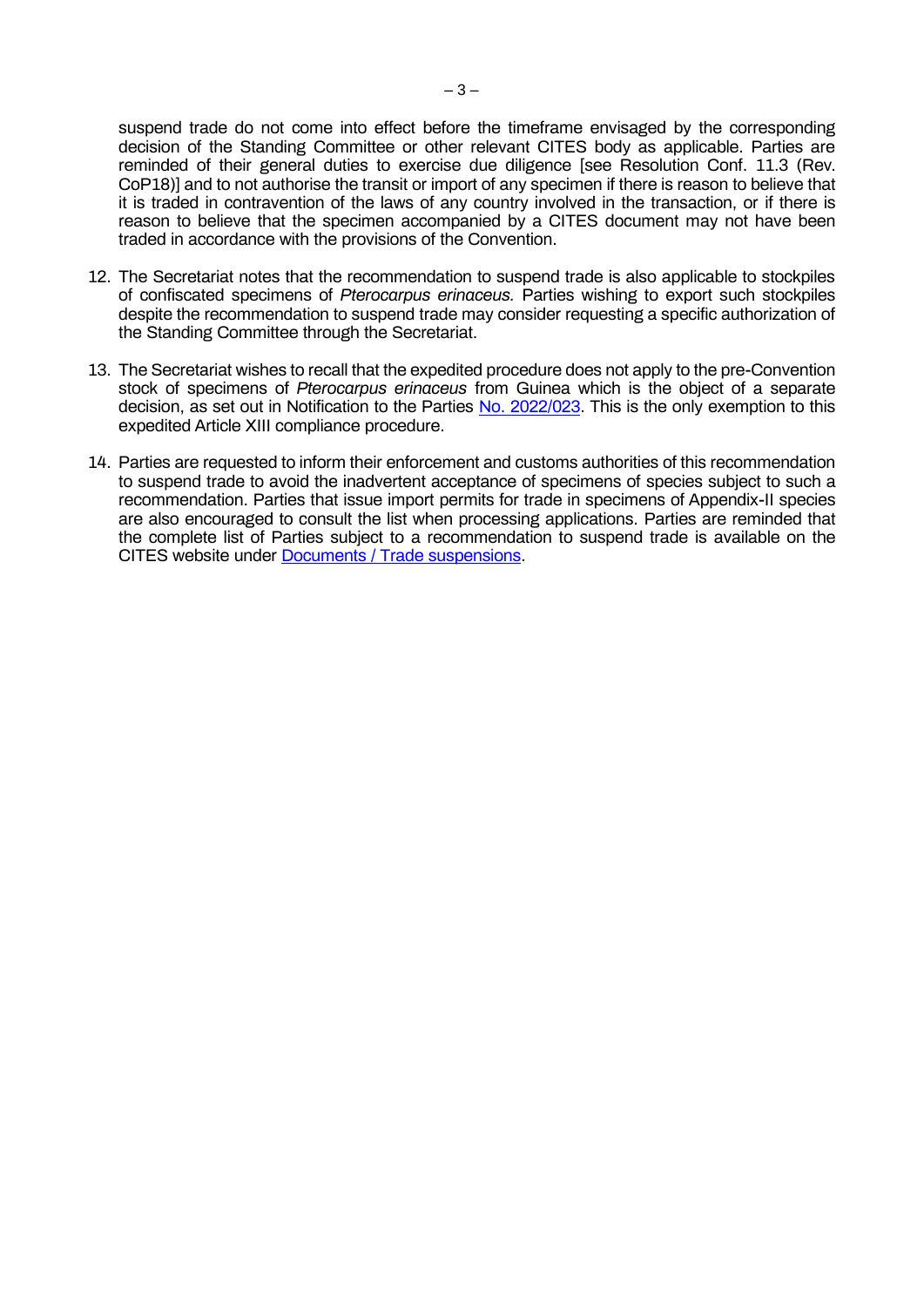suspend trade do not come into effect before the timeframe envisaged by the corresponding decision of the Standing Committee or other relevant CITES body as applicable. Parties are reminded of their general duties to exercise due diligence [see Resolution Conf. 11.3 (Rev. CoP18)] and to not authorise the transit or import of any specimen if there is reason to believe that it is traded in contravention of the laws of any country involved in the transaction, or if there is reason to believe that the specimen accompanied by a CITES document may not have been traded in accordance with the provisions of the Convention.

12. The Secretariat notes that the recommendation to suspend trade is also applicable to stockpiles of confiscated specimens of *Pterocarpus erinaceus.* Parties wishing to export such stockpiles despite the recommendation to suspend trade may consider requesting a specific authorization of the Standing Committee through the Secretariat.

13. The Secretariat wishes to recall that the expedited procedure does not apply to the pre-Convention stock of specimens of *Pterocarpus erinaceus* from Guinea which is the object of a separate decision, as set out in Notification to the Parties No. 2022/023. This is the only exemption to this expedited Article XIII compliance procedure.

14. Parties are requested to inform their enforcement and customs authorities of this recommendation to suspend trade to avoid the inadvertent acceptance of specimens of species subject to such a recommendation. Parties that issue import permits for trade in specimens of Appendix-II species are also encouraged to consult the list when processing applications. Parties are reminded that the complete list of Parties subject to a recommendation to suspend trade is available on the CITES website under Documents / Trade suspensions.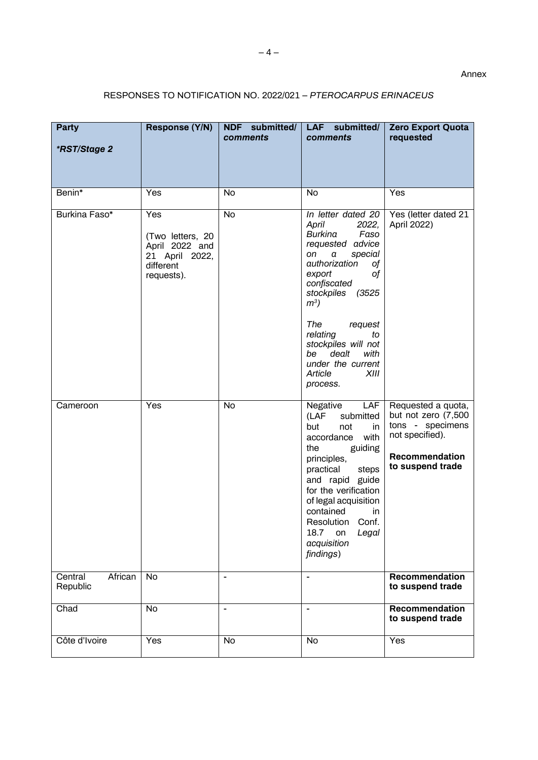Annex

RESPONSES TO NOTIFICATION NO. 2022/021 – *PTEROCARPUS ERINACEUS*

| **Party** *\*RST/Stage 2* | **Response (Y/N)** | **NDF submitted/ *comments*** | **LAF submitted/ *comments*** | **Zero Export Quota requested** |
|---|---|---|---|---|
| Benin* | Yes | No | No | Yes |
| Burkina Faso* | Yes (Two letters, 20 April 2022 and 21 April 2022, different requests). | No | *In letter dated 20 April 2022, Burkina Faso requested advice on a special authorization of export of confiscated stockpiles (3525 $m^3$)* *The request relating to stockpiles will not be dealt with under the current Article XIII process.* | Yes (letter dated 21 April 2022) |
| Cameroon | Yes | No | Negative LAF (LAF submitted but not in accordance with the guiding principles, practical steps and rapid guide for the verification of legal acquisition contained in Resolution Conf. 18.7 on *Legal acquisition findings*) | Requested a quota, but not zero (7,500 tons - specimens not specified). **Recommendation to suspend trade** |
| Central African Republic | No | - | - | **Recommendation to suspend trade** |
| Chad | No | - | - | **Recommendation to suspend trade** |
| Côte d'Ivoire | Yes | No | No | Yes |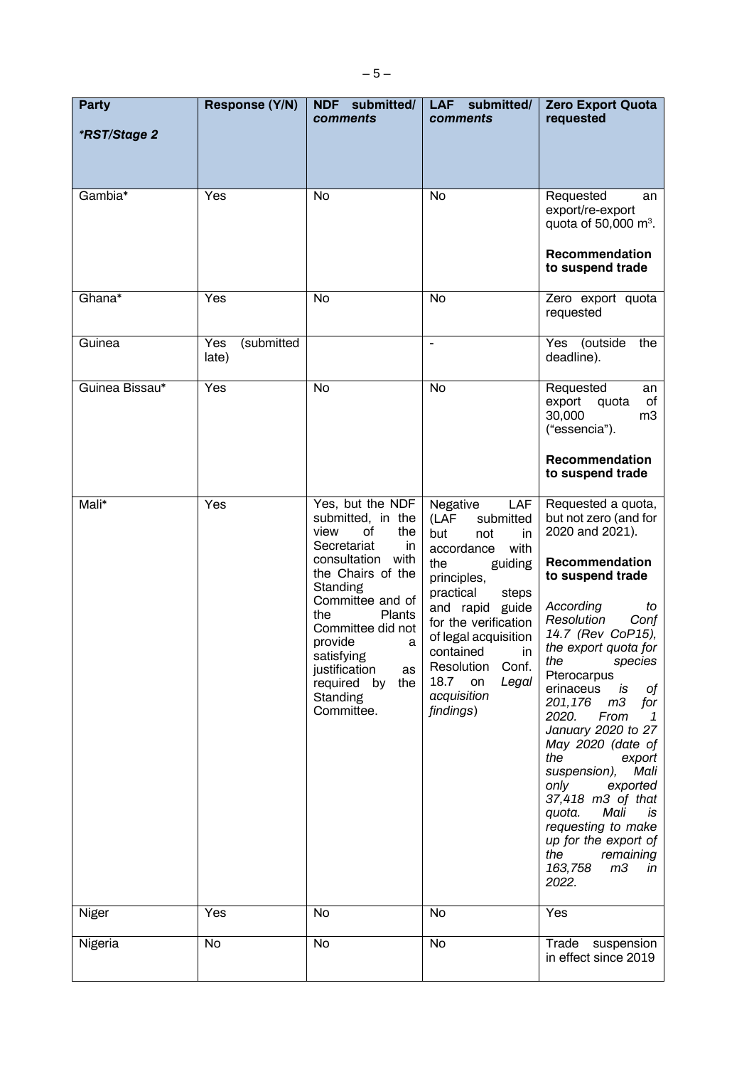| **Party**<br><br>***RST/Stage 2*** | **Response (Y/N)** | **NDF submitted/ *comments*** | **LAF submitted/ *comments*** | **Zero Export Quota requested** |
|---|---|---|---|---|
| Gambia* | Yes | No | No | Requested an export/re-export quota of 50,000 $m^3$.<br><br>**Recommendation to suspend trade** |
| Ghana* | Yes | No | No | Zero export quota requested |
| Guinea | Yes (submitted late) | | - | Yes (outside the deadline). |
| Guinea Bissau* | Yes | No | No | Requested an export quota of 30,000 m3 ("essencia").<br><br>**Recommendation to suspend trade** |
| Mali* | Yes | Yes, but the NDF submitted, in the view of the Secretariat in consultation with the Chairs of the Standing Committee and of the Plants Committee did not provide a satisfying justification as required by the Standing Committee. | Negative LAF (LAF submitted but not in accordance with the guiding principles, practical steps and rapid guide for the verification of legal acquisition contained in Resolution Conf. 18.7 on *Legal acquisition findings*) | Requested a quota, but not zero (and for 2020 and 2021).<br><br>**Recommendation to suspend trade**<br><br>*According to Resolution Conf 14.7 (Rev CoP15), the export quota for the species* Pterocarpus erinaceus *is of 201,176 m3 for 2020. From 1 January 2020 to 27 May 2020 (date of the export suspension), Mali only exported 37,418 m3 of that quota. Mali is requesting to make up for the export of the remaining 163,758 m3 in 2022.* |
| Niger | Yes | No | No | Yes |
| Nigeria | No | No | No | Trade suspension in effect since 2019 |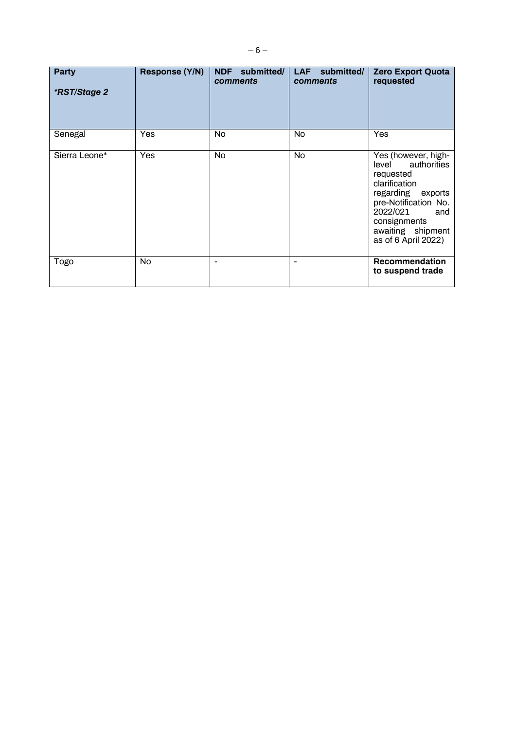| **Party** *\*RST/Stage 2* | **Response (Y/N)** | **NDF submitted/** ***comments*** | **LAF submitted/** ***comments*** | **Zero Export Quota requested** |
|---|---|---|---|---|
| Senegal | Yes | No | No | Yes |
| Sierra Leone* | Yes | No | No | Yes (however, high-level authorities requested clarification regarding exports pre-Notification No. 2022/021 and consignments awaiting shipment as of 6 April 2022) |
| Togo | No | - | - | **Recommendation to suspend trade** |